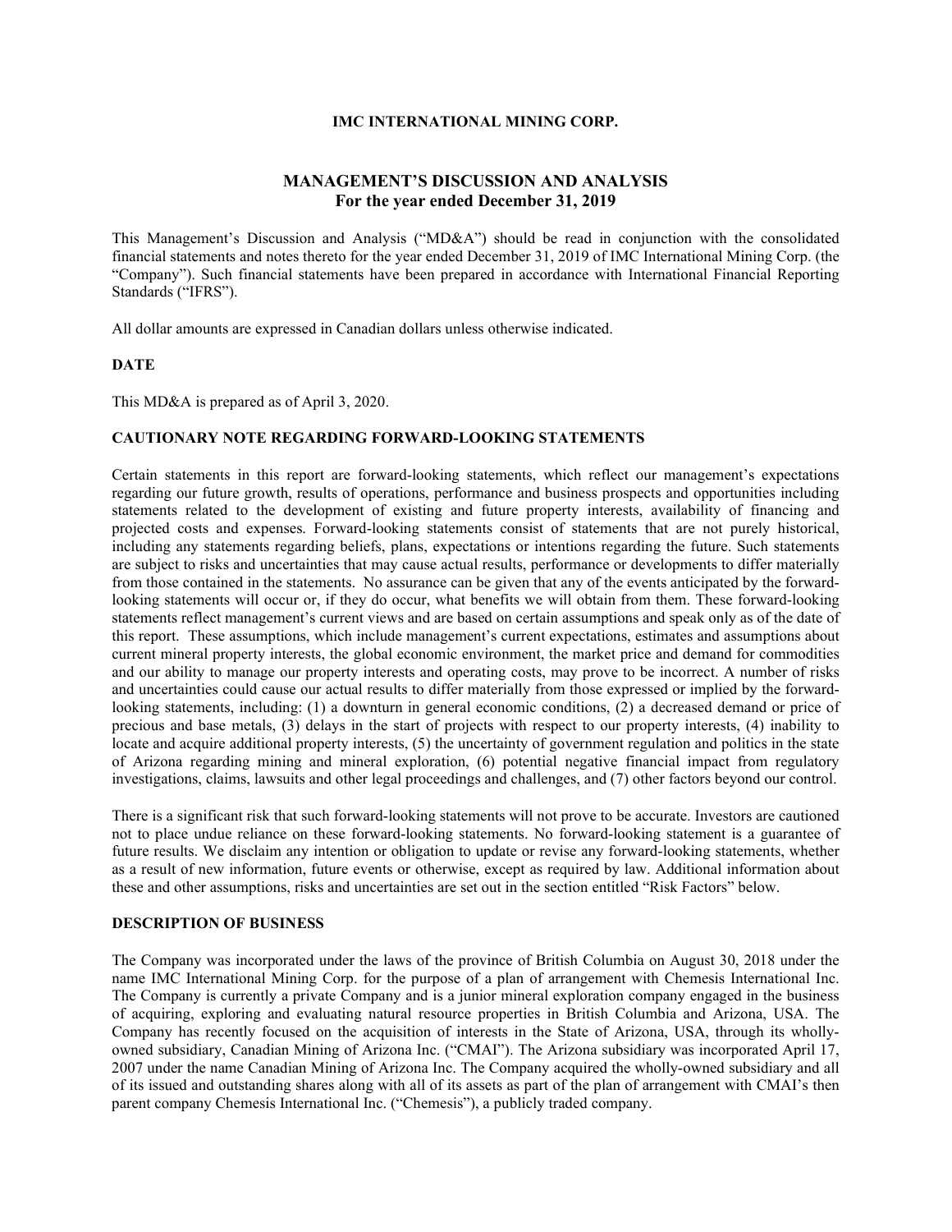**IMC INTERNATIONAL MINING CORP.**

# MANAGEMENT'S DISCUSSION AND ANALYSIS
## For the year ended December 31, 2019

This Management's Discussion and Analysis ("MD&A") should be read in conjunction with the consolidated financial statements and notes thereto for the year ended December 31, 2019 of IMC International Mining Corp. (the "Company"). Such financial statements have been prepared in accordance with International Financial Reporting Standards ("IFRS").

All dollar amounts are expressed in Canadian dollars unless otherwise indicated.

### DATE

This MD&A is prepared as of April 3, 2020.

### CAUTIONARY NOTE REGARDING FORWARD-LOOKING STATEMENTS

Certain statements in this report are forward-looking statements, which reflect our management's expectations regarding our future growth, results of operations, performance and business prospects and opportunities including statements related to the development of existing and future property interests, availability of financing and projected costs and expenses. Forward-looking statements consist of statements that are not purely historical, including any statements regarding beliefs, plans, expectations or intentions regarding the future. Such statements are subject to risks and uncertainties that may cause actual results, performance or developments to differ materially from those contained in the statements. No assurance can be given that any of the events anticipated by the forward-looking statements will occur or, if they do occur, what benefits we will obtain from them. These forward-looking statements reflect management's current views and are based on certain assumptions and speak only as of the date of this report. These assumptions, which include management's current expectations, estimates and assumptions about current mineral property interests, the global economic environment, the market price and demand for commodities and our ability to manage our property interests and operating costs, may prove to be incorrect. A number of risks and uncertainties could cause our actual results to differ materially from those expressed or implied by the forward-looking statements, including: (1) a downturn in general economic conditions, (2) a decreased demand or price of precious and base metals, (3) delays in the start of projects with respect to our property interests, (4) inability to locate and acquire additional property interests, (5) the uncertainty of government regulation and politics in the state of Arizona regarding mining and mineral exploration, (6) potential negative financial impact from regulatory investigations, claims, lawsuits and other legal proceedings and challenges, and (7) other factors beyond our control.

There is a significant risk that such forward-looking statements will not prove to be accurate. Investors are cautioned not to place undue reliance on these forward-looking statements. No forward-looking statement is a guarantee of future results. We disclaim any intention or obligation to update or revise any forward-looking statements, whether as a result of new information, future events or otherwise, except as required by law. Additional information about these and other assumptions, risks and uncertainties are set out in the section entitled "Risk Factors" below.

### DESCRIPTION OF BUSINESS

The Company was incorporated under the laws of the province of British Columbia on August 30, 2018 under the name IMC International Mining Corp. for the purpose of a plan of arrangement with Chemesis International Inc. The Company is currently a private Company and is a junior mineral exploration company engaged in the business of acquiring, exploring and evaluating natural resource properties in British Columbia and Arizona, USA. The Company has recently focused on the acquisition of interests in the State of Arizona, USA, through its wholly-owned subsidiary, Canadian Mining of Arizona Inc. ("CMAI"). The Arizona subsidiary was incorporated April 17, 2007 under the name Canadian Mining of Arizona Inc. The Company acquired the wholly-owned subsidiary and all of its issued and outstanding shares along with all of its assets as part of the plan of arrangement with CMAI's then parent company Chemesis International Inc. ("Chemesis"), a publicly traded company.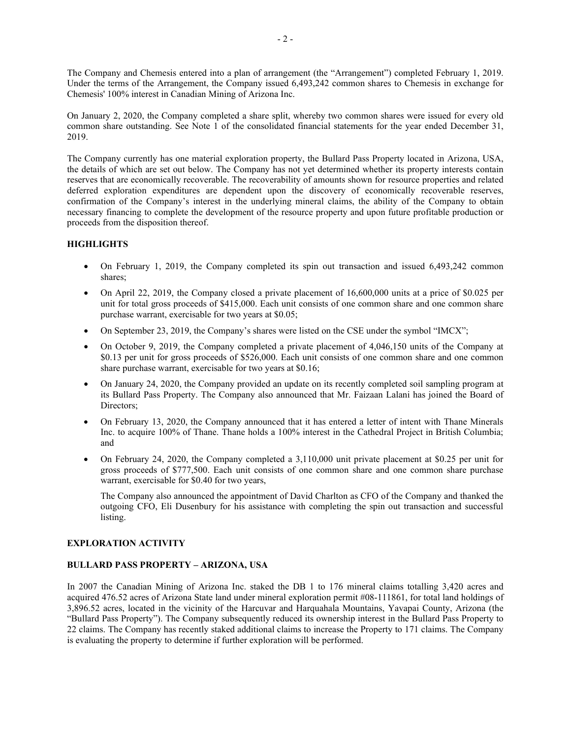The Company and Chemesis entered into a plan of arrangement (the "Arrangement") completed February 1, 2019. Under the terms of the Arrangement, the Company issued 6,493,242 common shares to Chemesis in exchange for Chemesis' 100% interest in Canadian Mining of Arizona Inc.

On January 2, 2020, the Company completed a share split, whereby two common shares were issued for every old common share outstanding. See Note 1 of the consolidated financial statements for the year ended December 31, 2019.

The Company currently has one material exploration property, the Bullard Pass Property located in Arizona, USA, the details of which are set out below. The Company has not yet determined whether its property interests contain reserves that are economically recoverable. The recoverability of amounts shown for resource properties and related deferred exploration expenditures are dependent upon the discovery of economically recoverable reserves, confirmation of the Company's interest in the underlying mineral claims, the ability of the Company to obtain necessary financing to complete the development of the resource property and upon future profitable production or proceeds from the disposition thereof.

## HIGHLIGHTS

- On February 1, 2019, the Company completed its spin out transaction and issued 6,493,242 common shares;
- On April 22, 2019, the Company closed a private placement of 16,600,000 units at a price of $0.025 per unit for total gross proceeds of $415,000. Each unit consists of one common share and one common share purchase warrant, exercisable for two years at $0.05;
- On September 23, 2019, the Company's shares were listed on the CSE under the symbol "IMCX";
- On October 9, 2019, the Company completed a private placement of 4,046,150 units of the Company at $0.13 per unit for gross proceeds of $526,000. Each unit consists of one common share and one common share purchase warrant, exercisable for two years at $0.16;
- On January 24, 2020, the Company provided an update on its recently completed soil sampling program at its Bullard Pass Property. The Company also announced that Mr. Faizaan Lalani has joined the Board of Directors;
- On February 13, 2020, the Company announced that it has entered a letter of intent with Thane Minerals Inc. to acquire 100% of Thane. Thane holds a 100% interest in the Cathedral Project in British Columbia; and
- On February 24, 2020, the Company completed a 3,110,000 unit private placement at $0.25 per unit for gross proceeds of $777,500. Each unit consists of one common share and one common share purchase warrant, exercisable for $0.40 for two years,

  The Company also announced the appointment of David Charlton as CFO of the Company and thanked the outgoing CFO, Eli Dusenbury for his assistance with completing the spin out transaction and successful listing.

## EXPLORATION ACTIVITY

### BULLARD PASS PROPERTY – ARIZONA, USA

In 2007 the Canadian Mining of Arizona Inc. staked the DB 1 to 176 mineral claims totalling 3,420 acres and acquired 476.52 acres of Arizona State land under mineral exploration permit #08-111861, for total land holdings of 3,896.52 acres, located in the vicinity of the Harcuvar and Harquahala Mountains, Yavapai County, Arizona (the "Bullard Pass Property"). The Company subsequently reduced its ownership interest in the Bullard Pass Property to 22 claims. The Company has recently staked additional claims to increase the Property to 171 claims. The Company is evaluating the property to determine if further exploration will be performed.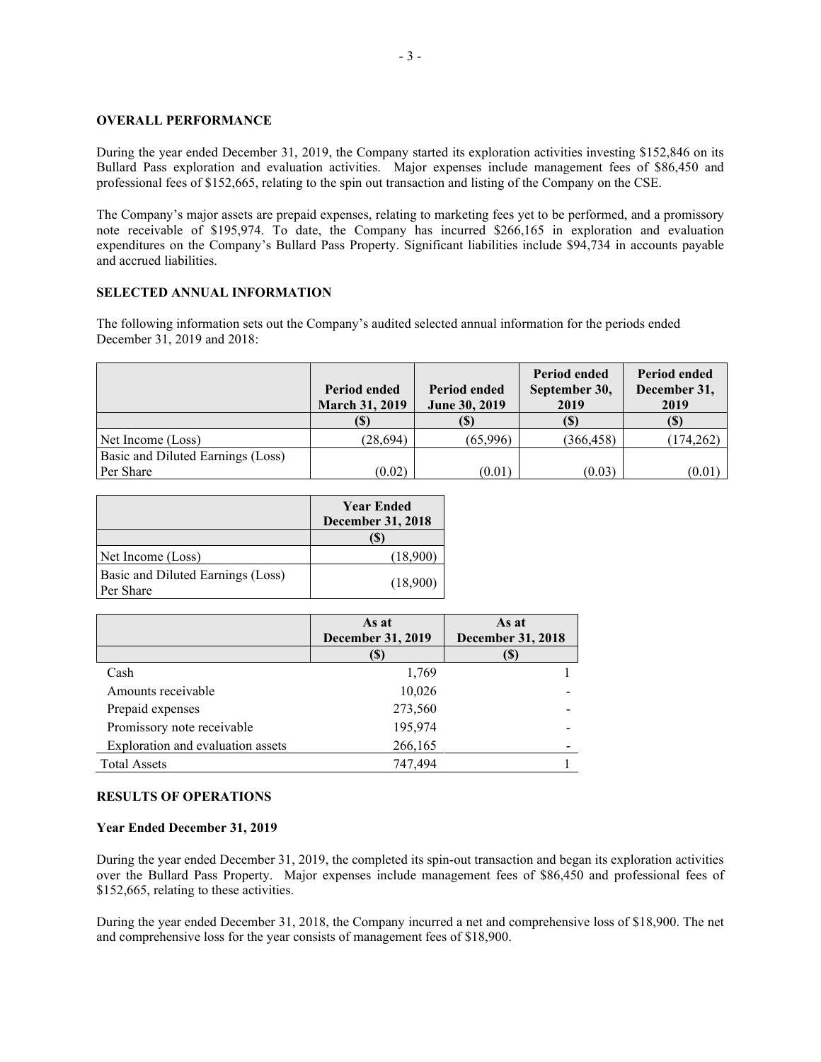## OVERALL PERFORMANCE

During the year ended December 31, 2019, the Company started its exploration activities investing $152,846 on its Bullard Pass exploration and evaluation activities. Major expenses include management fees of $86,450 and professional fees of $152,665, relating to the spin out transaction and listing of the Company on the CSE.

The Company's major assets are prepaid expenses, relating to marketing fees yet to be performed, and a promissory note receivable of $195,974. To date, the Company has incurred $266,165 in exploration and evaluation expenditures on the Company's Bullard Pass Property. Significant liabilities include $94,734 in accounts payable and accrued liabilities.

## SELECTED ANNUAL INFORMATION

The following information sets out the Company's audited selected annual information for the periods ended December 31, 2019 and 2018:

| | Period ended March 31, 2019 | Period ended June 30, 2019 | Period ended September 30, 2019 | Period ended December 31, 2019 |
|---|---|---|---|---|
| | ($) | ($) | ($) | ($) |
| Net Income (Loss) | (28,694) | (65,996) | (366,458) | (174,262) |
| Basic and Diluted Earnings (Loss) Per Share | (0.02) | (0.01) | (0.03) | (0.01) |

| | Year Ended December 31, 2018 |
|---|---|
| | ($) |
| Net Income (Loss) | (18,900) |
| Basic and Diluted Earnings (Loss) Per Share | (18,900) |

| | As at December 31, 2019 | As at December 31, 2018 |
|---|---|---|
| | ($) | ($) |
| Cash | 1,769 | 1 |
| Amounts receivable | 10,026 | - |
| Prepaid expenses | 273,560 | - |
| Promissory note receivable | 195,974 | - |
| Exploration and evaluation assets | 266,165 | - |
| Total Assets | 747,494 | 1 |

## RESULTS OF OPERATIONS

### Year Ended December 31, 2019

During the year ended December 31, 2019, the completed its spin-out transaction and began its exploration activities over the Bullard Pass Property. Major expenses include management fees of $86,450 and professional fees of $152,665, relating to these activities.

During the year ended December 31, 2018, the Company incurred a net and comprehensive loss of $18,900. The net and comprehensive loss for the year consists of management fees of $18,900.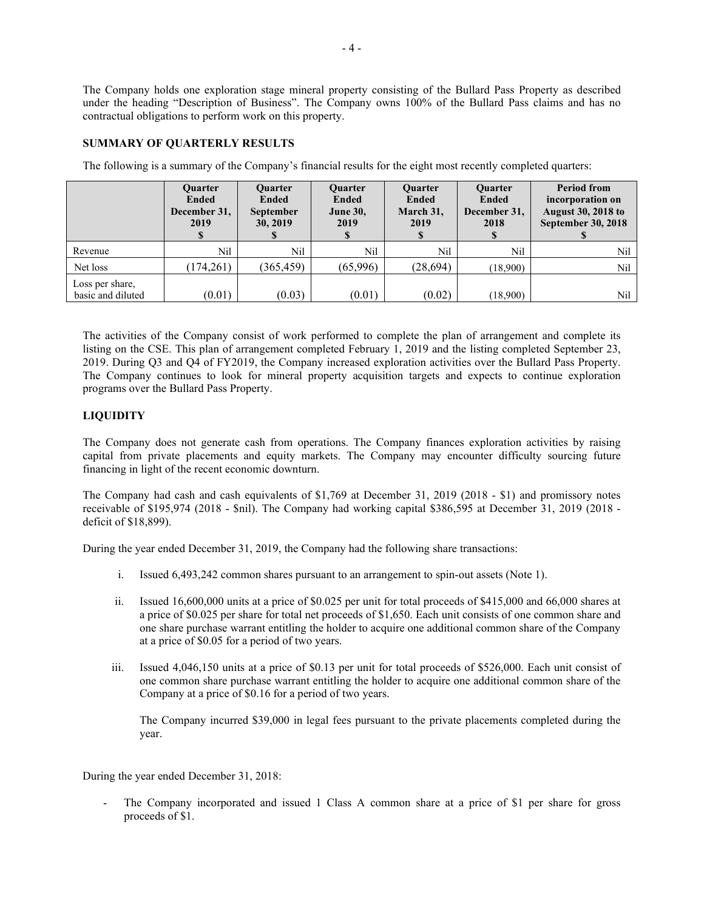The Company holds one exploration stage mineral property consisting of the Bullard Pass Property as described under the heading "Description of Business". The Company owns 100% of the Bullard Pass claims and has no contractual obligations to perform work on this property.

**SUMMARY OF QUARTERLY RESULTS**

The following is a summary of the Company's financial results for the eight most recently completed quarters:

| | Quarter Ended December 31, 2019 $ | Quarter Ended September 30, 2019 $ | Quarter Ended June 30, 2019 $ | Quarter Ended March 31, 2019 $ | Quarter Ended December 31, 2018 $ | Period from incorporation on August 30, 2018 to September 30, 2018 $ |
|---|---|---|---|---|---|---|
| Revenue | Nil | Nil | Nil | Nil | Nil | Nil |
| Net loss | (174,261) | (365,459) | (65,996) | (28,694) | (18,900) | Nil |
| Loss per share, basic and diluted | (0.01) | (0.03) | (0.01) | (0.02) | (18,900) | Nil |

The activities of the Company consist of work performed to complete the plan of arrangement and complete its listing on the CSE. This plan of arrangement completed February 1, 2019 and the listing completed September 23, 2019. During Q3 and Q4 of FY2019, the Company increased exploration activities over the Bullard Pass Property. The Company continues to look for mineral property acquisition targets and expects to continue exploration programs over the Bullard Pass Property.

**LIQUIDITY**

The Company does not generate cash from operations. The Company finances exploration activities by raising capital from private placements and equity markets. The Company may encounter difficulty sourcing future financing in light of the recent economic downturn.

The Company had cash and cash equivalents of $1,769 at December 31, 2019 (2018 - $1) and promissory notes receivable of $195,974 (2018 - $nil). The Company had working capital $386,595 at December 31, 2019 (2018 - deficit of $18,899).

During the year ended December 31, 2019, the Company had the following share transactions:

i. Issued 6,493,242 common shares pursuant to an arrangement to spin-out assets (Note 1).

ii. Issued 16,600,000 units at a price of $0.025 per unit for total proceeds of $415,000 and 66,000 shares at a price of $0.025 per share for total net proceeds of $1,650. Each unit consists of one common share and one share purchase warrant entitling the holder to acquire one additional common share of the Company at a price of $0.05 for a period of two years.

iii. Issued 4,046,150 units at a price of $0.13 per unit for total proceeds of $526,000. Each unit consist of one common share purchase warrant entitling the holder to acquire one additional common share of the Company at a price of $0.16 for a period of two years.

   The Company incurred $39,000 in legal fees pursuant to the private placements completed during the year.

During the year ended December 31, 2018:

- The Company incorporated and issued 1 Class A common share at a price of $1 per share for gross proceeds of $1.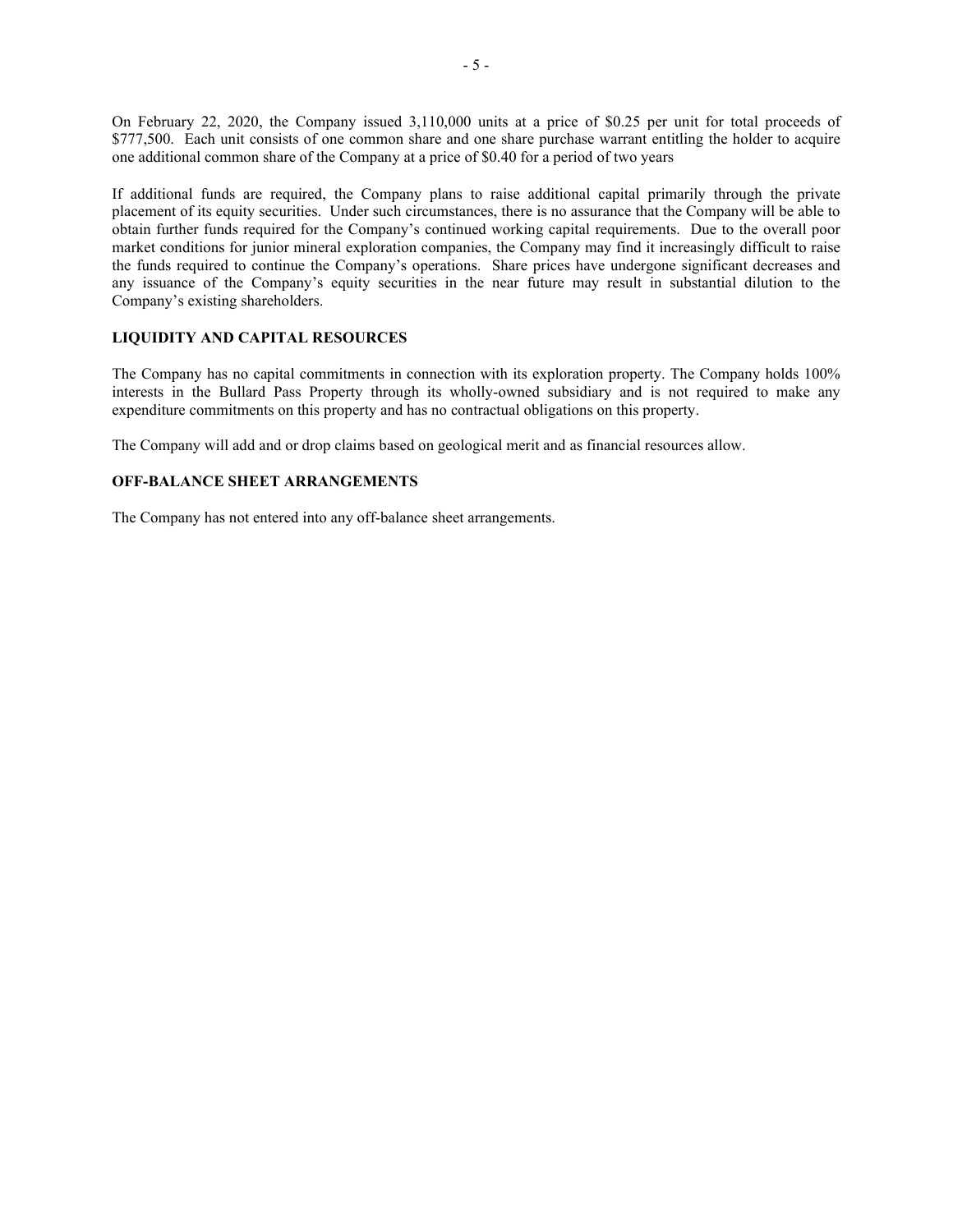On February 22, 2020, the Company issued 3,110,000 units at a price of $0.25 per unit for total proceeds of $777,500. Each unit consists of one common share and one share purchase warrant entitling the holder to acquire one additional common share of the Company at a price of $0.40 for a period of two years

If additional funds are required, the Company plans to raise additional capital primarily through the private placement of its equity securities. Under such circumstances, there is no assurance that the Company will be able to obtain further funds required for the Company's continued working capital requirements. Due to the overall poor market conditions for junior mineral exploration companies, the Company may find it increasingly difficult to raise the funds required to continue the Company's operations. Share prices have undergone significant decreases and any issuance of the Company's equity securities in the near future may result in substantial dilution to the Company's existing shareholders.

## LIQUIDITY AND CAPITAL RESOURCES

The Company has no capital commitments in connection with its exploration property. The Company holds 100% interests in the Bullard Pass Property through its wholly-owned subsidiary and is not required to make any expenditure commitments on this property and has no contractual obligations on this property.

The Company will add and or drop claims based on geological merit and as financial resources allow.

## OFF-BALANCE SHEET ARRANGEMENTS

The Company has not entered into any off-balance sheet arrangements.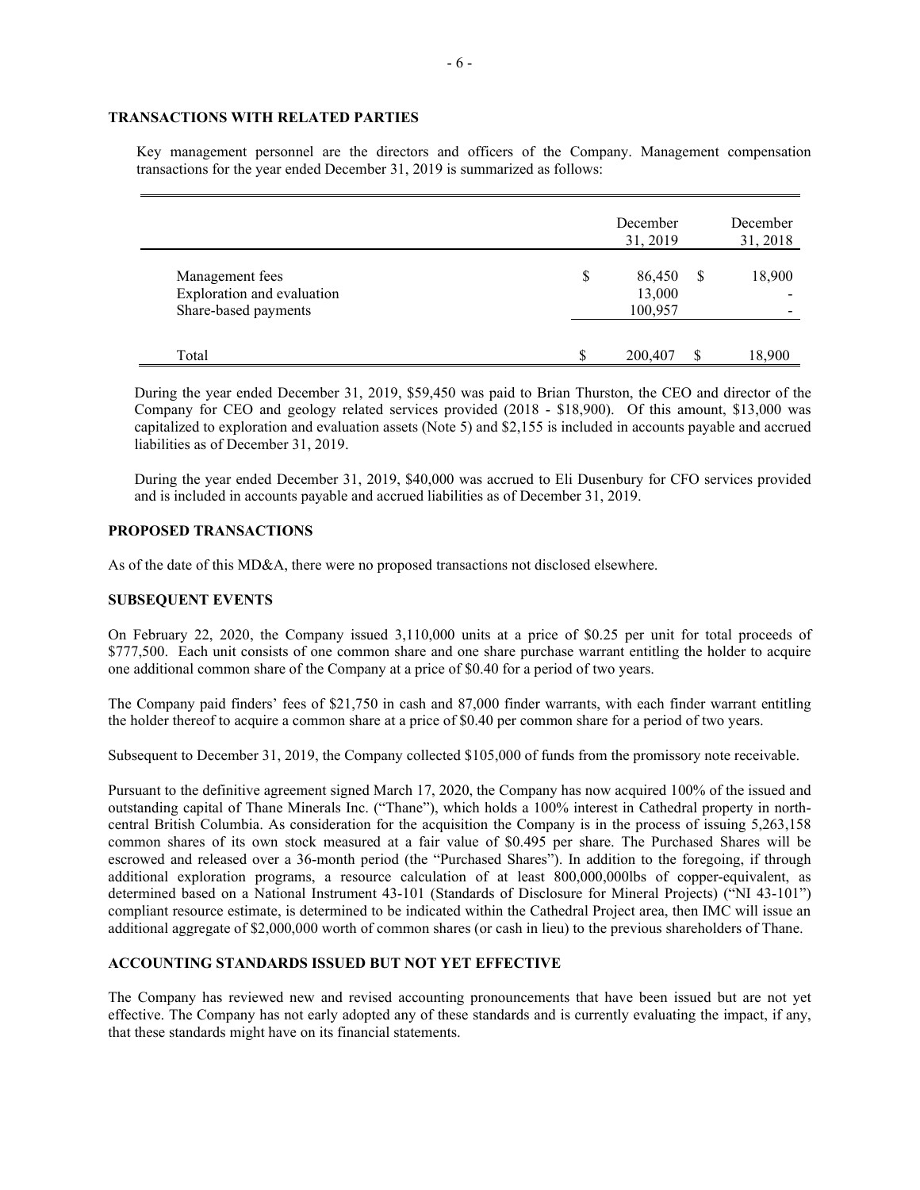## TRANSACTIONS WITH RELATED PARTIES

Key management personnel are the directors and officers of the Company. Management compensation transactions for the year ended December 31, 2019 is summarized as follows:

| | December 31, 2019 | December 31, 2018 |
|---|---|---|
| Management fees | $ 86,450 | $ 18,900 |
| Exploration and evaluation | 13,000 | - |
| Share-based payments | 100,957 | - |
| Total | $ 200,407 | $ 18,900 |

During the year ended December 31, 2019, $59,450 was paid to Brian Thurston, the CEO and director of the Company for CEO and geology related services provided (2018 - $18,900). Of this amount, $13,000 was capitalized to exploration and evaluation assets (Note 5) and $2,155 is included in accounts payable and accrued liabilities as of December 31, 2019.

During the year ended December 31, 2019, $40,000 was accrued to Eli Dusenbury for CFO services provided and is included in accounts payable and accrued liabilities as of December 31, 2019.

## PROPOSED TRANSACTIONS

As of the date of this MD&A, there were no proposed transactions not disclosed elsewhere.

## SUBSEQUENT EVENTS

On February 22, 2020, the Company issued 3,110,000 units at a price of $0.25 per unit for total proceeds of $777,500. Each unit consists of one common share and one share purchase warrant entitling the holder to acquire one additional common share of the Company at a price of $0.40 for a period of two years.

The Company paid finders' fees of $21,750 in cash and 87,000 finder warrants, with each finder warrant entitling the holder thereof to acquire a common share at a price of $0.40 per common share for a period of two years.

Subsequent to December 31, 2019, the Company collected $105,000 of funds from the promissory note receivable.

Pursuant to the definitive agreement signed March 17, 2020, the Company has now acquired 100% of the issued and outstanding capital of Thane Minerals Inc. ("Thane"), which holds a 100% interest in Cathedral property in north-central British Columbia. As consideration for the acquisition the Company is in the process of issuing 5,263,158 common shares of its own stock measured at a fair value of $0.495 per share. The Purchased Shares will be escrowed and released over a 36-month period (the "Purchased Shares"). In addition to the foregoing, if through additional exploration programs, a resource calculation of at least 800,000,000lbs of copper-equivalent, as determined based on a National Instrument 43-101 (Standards of Disclosure for Mineral Projects) ("NI 43-101") compliant resource estimate, is determined to be indicated within the Cathedral Project area, then IMC will issue an additional aggregate of $2,000,000 worth of common shares (or cash in lieu) to the previous shareholders of Thane.

## ACCOUNTING STANDARDS ISSUED BUT NOT YET EFFECTIVE

The Company has reviewed new and revised accounting pronouncements that have been issued but are not yet effective. The Company has not early adopted any of these standards and is currently evaluating the impact, if any, that these standards might have on its financial statements.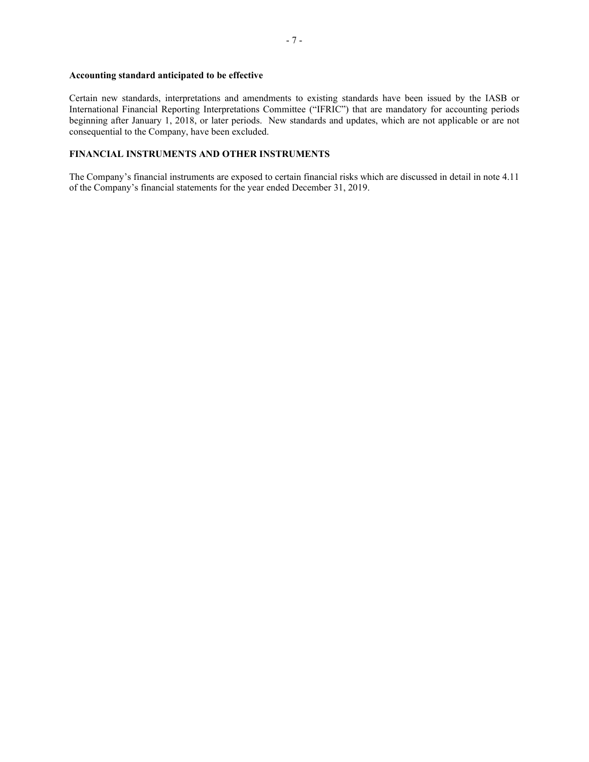**Accounting standard anticipated to be effective**

Certain new standards, interpretations and amendments to existing standards have been issued by the IASB or International Financial Reporting Interpretations Committee ("IFRIC") that are mandatory for accounting periods beginning after January 1, 2018, or later periods. New standards and updates, which are not applicable or are not consequential to the Company, have been excluded.

**FINANCIAL INSTRUMENTS AND OTHER INSTRUMENTS**

The Company's financial instruments are exposed to certain financial risks which are discussed in detail in note 4.11 of the Company's financial statements for the year ended December 31, 2019.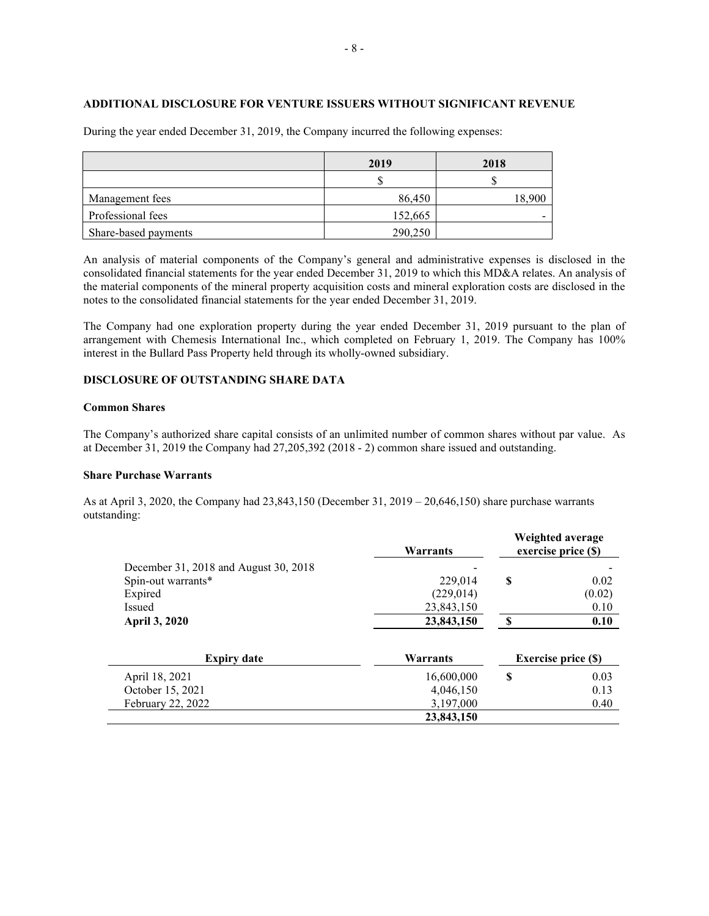## ADDITIONAL DISCLOSURE FOR VENTURE ISSUERS WITHOUT SIGNIFICANT REVENUE

During the year ended December 31, 2019, the Company incurred the following expenses:

| | 2019 | 2018 |
|---|---|---|
| | $ | $ |
| Management fees | 86,450 | 18,900 |
| Professional fees | 152,665 | - |
| Share-based payments | 290,250 | |

An analysis of material components of the Company's general and administrative expenses is disclosed in the consolidated financial statements for the year ended December 31, 2019 to which this MD&A relates. An analysis of the material components of the mineral property acquisition costs and mineral exploration costs are disclosed in the notes to the consolidated financial statements for the year ended December 31, 2019.

The Company had one exploration property during the year ended December 31, 2019 pursuant to the plan of arrangement with Chemesis International Inc., which completed on February 1, 2019. The Company has 100% interest in the Bullard Pass Property held through its wholly-owned subsidiary.

## DISCLOSURE OF OUTSTANDING SHARE DATA

### Common Shares

The Company's authorized share capital consists of an unlimited number of common shares without par value. As at December 31, 2019 the Company had 27,205,392 (2018 - 2) common share issued and outstanding.

### Share Purchase Warrants

As at April 3, 2020, the Company had 23,843,150 (December 31, 2019 – 20,646,150) share purchase warrants outstanding:

| | Warrants | Weighted average exercise price ($) |
|---|---|---|
| December 31, 2018 and August 30, 2018 | - | - |
| Spin-out warrants* | 229,014 | $ 0.02 |
| Expired | (229,014) | (0.02) |
| Issued | 23,843,150 | 0.10 |
| **April 3, 2020** | **23,843,150** | **$ 0.10** |

| Expiry date | Warrants | Exercise price ($) |
|---|---|---|
| April 18, 2021 | 16,600,000 | $ 0.03 |
| October 15, 2021 | 4,046,150 | 0.13 |
| February 22, 2022 | 3,197,000 | 0.40 |
| | **23,843,150** | |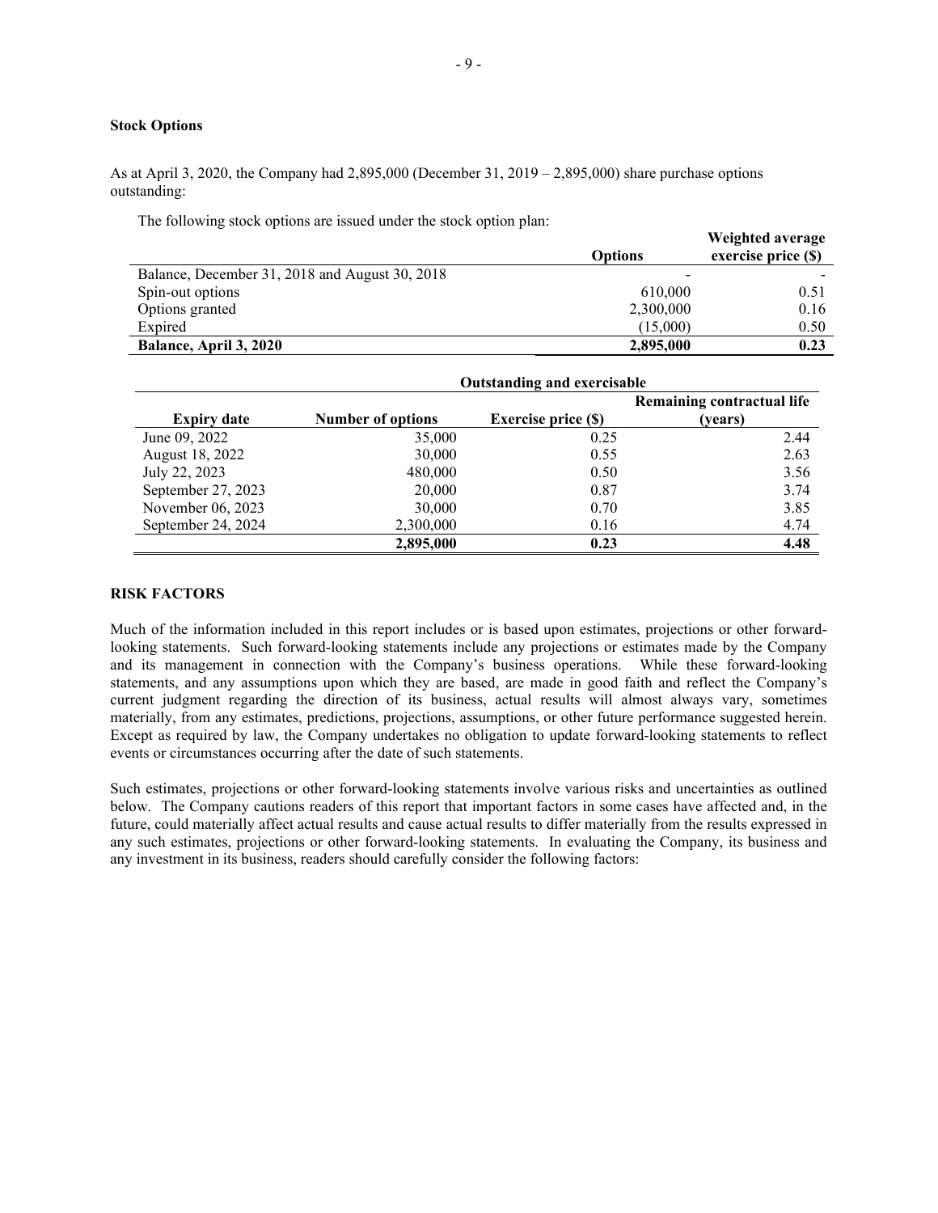**Stock Options**

As at April 3, 2020, the Company had 2,895,000 (December 31, 2019 – 2,895,000) share purchase options outstanding:

The following stock options are issued under the stock option plan:

| | Options | Weighted average exercise price ($) |
|---|---|---|
| Balance, December 31, 2018 and August 30, 2018 | - | - |
| Spin-out options | 610,000 | 0.51 |
| Options granted | 2,300,000 | 0.16 |
| Expired | (15,000) | 0.50 |
| **Balance, April 3, 2020** | **2,895,000** | **0.23** |

| | Outstanding and exercisable | | |
|---|---|---|---|
| **Expiry date** | **Number of options** | **Exercise price ($)** | **Remaining contractual life (years)** |
| June 09, 2022 | 35,000 | 0.25 | 2.44 |
| August 18, 2022 | 30,000 | 0.55 | 2.63 |
| July 22, 2023 | 480,000 | 0.50 | 3.56 |
| September 27, 2023 | 20,000 | 0.87 | 3.74 |
| November 06, 2023 | 30,000 | 0.70 | 3.85 |
| September 24, 2024 | 2,300,000 | 0.16 | 4.74 |
| | **2,895,000** | **0.23** | **4.48** |

**RISK FACTORS**

Much of the information included in this report includes or is based upon estimates, projections or other forward-looking statements. Such forward-looking statements include any projections or estimates made by the Company and its management in connection with the Company's business operations. While these forward-looking statements, and any assumptions upon which they are based, are made in good faith and reflect the Company's current judgment regarding the direction of its business, actual results will almost always vary, sometimes materially, from any estimates, predictions, projections, assumptions, or other future performance suggested herein. Except as required by law, the Company undertakes no obligation to update forward-looking statements to reflect events or circumstances occurring after the date of such statements.

Such estimates, projections or other forward-looking statements involve various risks and uncertainties as outlined below. The Company cautions readers of this report that important factors in some cases have affected and, in the future, could materially affect actual results and cause actual results to differ materially from the results expressed in any such estimates, projections or other forward-looking statements. In evaluating the Company, its business and any investment in its business, readers should carefully consider the following factors: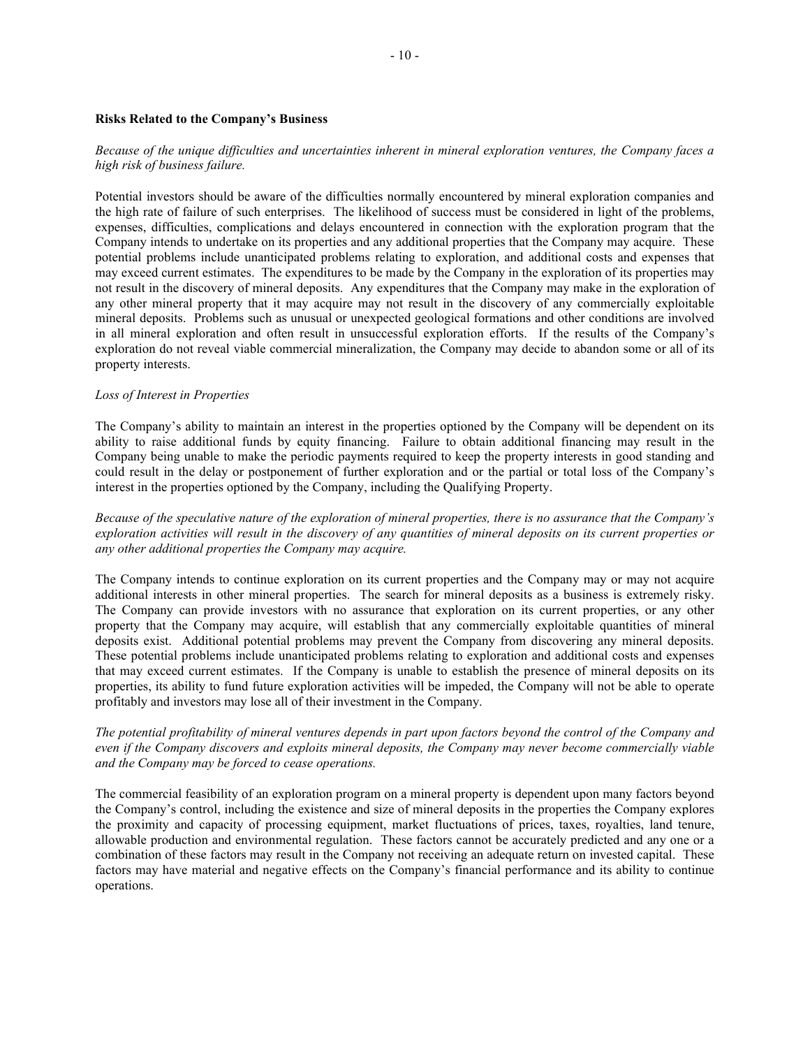**Risks Related to the Company's Business**

*Because of the unique difficulties and uncertainties inherent in mineral exploration ventures, the Company faces a high risk of business failure.*

Potential investors should be aware of the difficulties normally encountered by mineral exploration companies and the high rate of failure of such enterprises. The likelihood of success must be considered in light of the problems, expenses, difficulties, complications and delays encountered in connection with the exploration program that the Company intends to undertake on its properties and any additional properties that the Company may acquire. These potential problems include unanticipated problems relating to exploration, and additional costs and expenses that may exceed current estimates. The expenditures to be made by the Company in the exploration of its properties may not result in the discovery of mineral deposits. Any expenditures that the Company may make in the exploration of any other mineral property that it may acquire may not result in the discovery of any commercially exploitable mineral deposits. Problems such as unusual or unexpected geological formations and other conditions are involved in all mineral exploration and often result in unsuccessful exploration efforts. If the results of the Company's exploration do not reveal viable commercial mineralization, the Company may decide to abandon some or all of its property interests.

*Loss of Interest in Properties*

The Company's ability to maintain an interest in the properties optioned by the Company will be dependent on its ability to raise additional funds by equity financing. Failure to obtain additional financing may result in the Company being unable to make the periodic payments required to keep the property interests in good standing and could result in the delay or postponement of further exploration and or the partial or total loss of the Company's interest in the properties optioned by the Company, including the Qualifying Property.

*Because of the speculative nature of the exploration of mineral properties, there is no assurance that the Company's exploration activities will result in the discovery of any quantities of mineral deposits on its current properties or any other additional properties the Company may acquire.*

The Company intends to continue exploration on its current properties and the Company may or may not acquire additional interests in other mineral properties. The search for mineral deposits as a business is extremely risky. The Company can provide investors with no assurance that exploration on its current properties, or any other property that the Company may acquire, will establish that any commercially exploitable quantities of mineral deposits exist. Additional potential problems may prevent the Company from discovering any mineral deposits. These potential problems include unanticipated problems relating to exploration and additional costs and expenses that may exceed current estimates. If the Company is unable to establish the presence of mineral deposits on its properties, its ability to fund future exploration activities will be impeded, the Company will not be able to operate profitably and investors may lose all of their investment in the Company.

*The potential profitability of mineral ventures depends in part upon factors beyond the control of the Company and even if the Company discovers and exploits mineral deposits, the Company may never become commercially viable and the Company may be forced to cease operations.*

The commercial feasibility of an exploration program on a mineral property is dependent upon many factors beyond the Company's control, including the existence and size of mineral deposits in the properties the Company explores the proximity and capacity of processing equipment, market fluctuations of prices, taxes, royalties, land tenure, allowable production and environmental regulation. These factors cannot be accurately predicted and any one or a combination of these factors may result in the Company not receiving an adequate return on invested capital. These factors may have material and negative effects on the Company's financial performance and its ability to continue operations.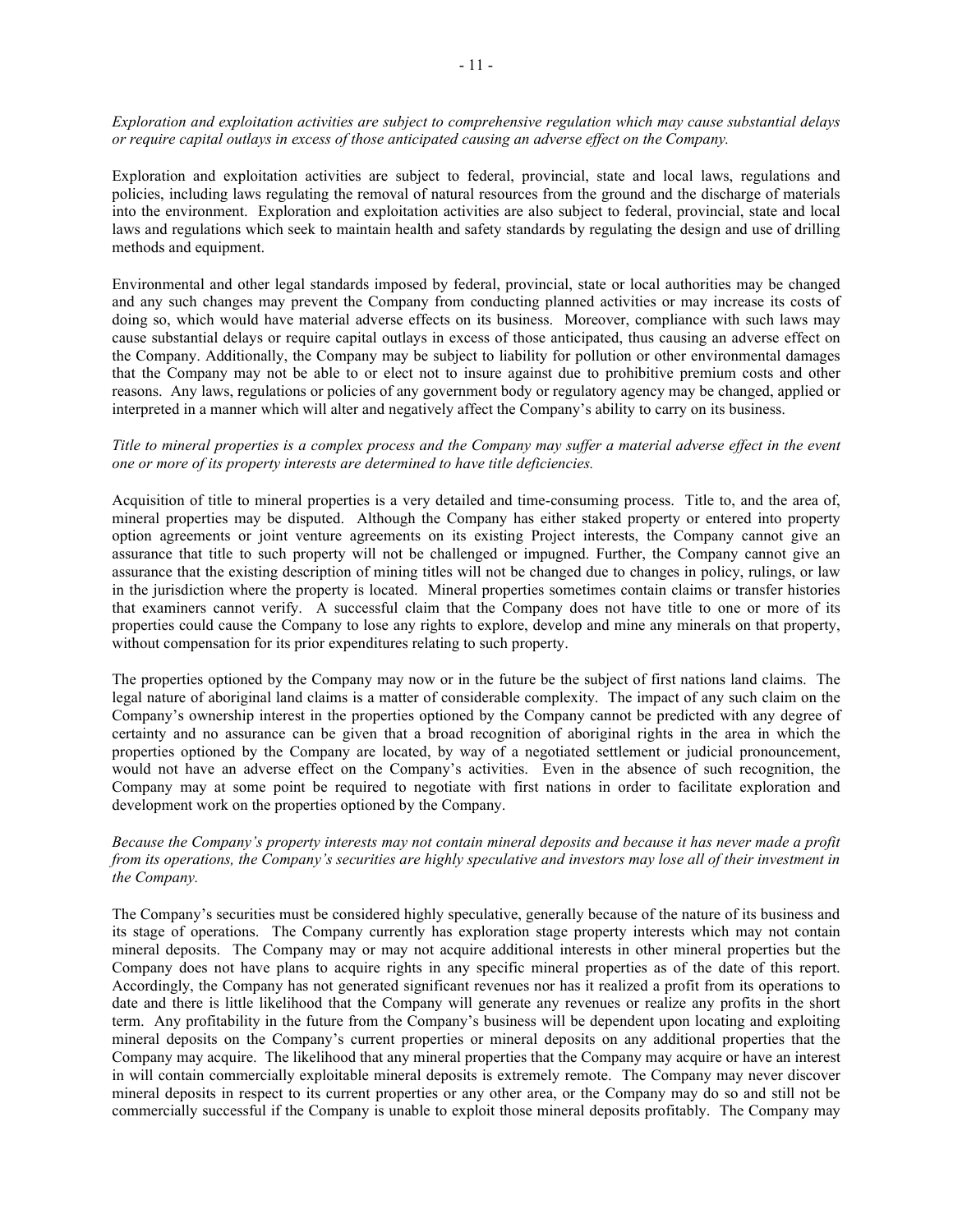*Exploration and exploitation activities are subject to comprehensive regulation which may cause substantial delays or require capital outlays in excess of those anticipated causing an adverse effect on the Company.*

Exploration and exploitation activities are subject to federal, provincial, state and local laws, regulations and policies, including laws regulating the removal of natural resources from the ground and the discharge of materials into the environment. Exploration and exploitation activities are also subject to federal, provincial, state and local laws and regulations which seek to maintain health and safety standards by regulating the design and use of drilling methods and equipment.

Environmental and other legal standards imposed by federal, provincial, state or local authorities may be changed and any such changes may prevent the Company from conducting planned activities or may increase its costs of doing so, which would have material adverse effects on its business. Moreover, compliance with such laws may cause substantial delays or require capital outlays in excess of those anticipated, thus causing an adverse effect on the Company. Additionally, the Company may be subject to liability for pollution or other environmental damages that the Company may not be able to or elect not to insure against due to prohibitive premium costs and other reasons. Any laws, regulations or policies of any government body or regulatory agency may be changed, applied or interpreted in a manner which will alter and negatively affect the Company's ability to carry on its business.

*Title to mineral properties is a complex process and the Company may suffer a material adverse effect in the event one or more of its property interests are determined to have title deficiencies.*

Acquisition of title to mineral properties is a very detailed and time-consuming process. Title to, and the area of, mineral properties may be disputed. Although the Company has either staked property or entered into property option agreements or joint venture agreements on its existing Project interests, the Company cannot give an assurance that title to such property will not be challenged or impugned. Further, the Company cannot give an assurance that the existing description of mining titles will not be changed due to changes in policy, rulings, or law in the jurisdiction where the property is located. Mineral properties sometimes contain claims or transfer histories that examiners cannot verify. A successful claim that the Company does not have title to one or more of its properties could cause the Company to lose any rights to explore, develop and mine any minerals on that property, without compensation for its prior expenditures relating to such property.

The properties optioned by the Company may now or in the future be the subject of first nations land claims. The legal nature of aboriginal land claims is a matter of considerable complexity. The impact of any such claim on the Company's ownership interest in the properties optioned by the Company cannot be predicted with any degree of certainty and no assurance can be given that a broad recognition of aboriginal rights in the area in which the properties optioned by the Company are located, by way of a negotiated settlement or judicial pronouncement, would not have an adverse effect on the Company's activities. Even in the absence of such recognition, the Company may at some point be required to negotiate with first nations in order to facilitate exploration and development work on the properties optioned by the Company.

*Because the Company's property interests may not contain mineral deposits and because it has never made a profit from its operations, the Company's securities are highly speculative and investors may lose all of their investment in the Company.*

The Company's securities must be considered highly speculative, generally because of the nature of its business and its stage of operations. The Company currently has exploration stage property interests which may not contain mineral deposits. The Company may or may not acquire additional interests in other mineral properties but the Company does not have plans to acquire rights in any specific mineral properties as of the date of this report. Accordingly, the Company has not generated significant revenues nor has it realized a profit from its operations to date and there is little likelihood that the Company will generate any revenues or realize any profits in the short term. Any profitability in the future from the Company's business will be dependent upon locating and exploiting mineral deposits on the Company's current properties or mineral deposits on any additional properties that the Company may acquire. The likelihood that any mineral properties that the Company may acquire or have an interest in will contain commercially exploitable mineral deposits is extremely remote. The Company may never discover mineral deposits in respect to its current properties or any other area, or the Company may do so and still not be commercially successful if the Company is unable to exploit those mineral deposits profitably. The Company may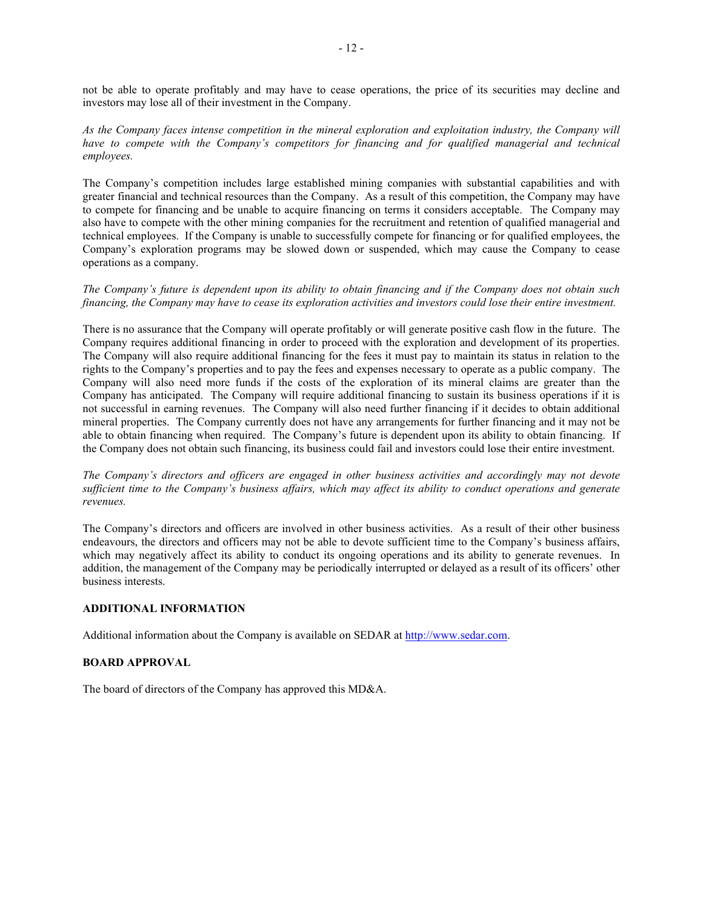not be able to operate profitably and may have to cease operations, the price of its securities may decline and investors may lose all of their investment in the Company.

*As the Company faces intense competition in the mineral exploration and exploitation industry, the Company will have to compete with the Company's competitors for financing and for qualified managerial and technical employees.*

The Company's competition includes large established mining companies with substantial capabilities and with greater financial and technical resources than the Company. As a result of this competition, the Company may have to compete for financing and be unable to acquire financing on terms it considers acceptable. The Company may also have to compete with the other mining companies for the recruitment and retention of qualified managerial and technical employees. If the Company is unable to successfully compete for financing or for qualified employees, the Company's exploration programs may be slowed down or suspended, which may cause the Company to cease operations as a company.

*The Company's future is dependent upon its ability to obtain financing and if the Company does not obtain such financing, the Company may have to cease its exploration activities and investors could lose their entire investment.*

There is no assurance that the Company will operate profitably or will generate positive cash flow in the future. The Company requires additional financing in order to proceed with the exploration and development of its properties. The Company will also require additional financing for the fees it must pay to maintain its status in relation to the rights to the Company's properties and to pay the fees and expenses necessary to operate as a public company. The Company will also need more funds if the costs of the exploration of its mineral claims are greater than the Company has anticipated. The Company will require additional financing to sustain its business operations if it is not successful in earning revenues. The Company will also need further financing if it decides to obtain additional mineral properties. The Company currently does not have any arrangements for further financing and it may not be able to obtain financing when required. The Company's future is dependent upon its ability to obtain financing. If the Company does not obtain such financing, its business could fail and investors could lose their entire investment.

*The Company's directors and officers are engaged in other business activities and accordingly may not devote sufficient time to the Company's business affairs, which may affect its ability to conduct operations and generate revenues.*

The Company's directors and officers are involved in other business activities. As a result of their other business endeavours, the directors and officers may not be able to devote sufficient time to the Company's business affairs, which may negatively affect its ability to conduct its ongoing operations and its ability to generate revenues. In addition, the management of the Company may be periodically interrupted or delayed as a result of its officers' other business interests.

## ADDITIONAL INFORMATION

Additional information about the Company is available on SEDAR at [http://www.sedar.com](http://www.sedar.com).

## BOARD APPROVAL

The board of directors of the Company has approved this MD&A.